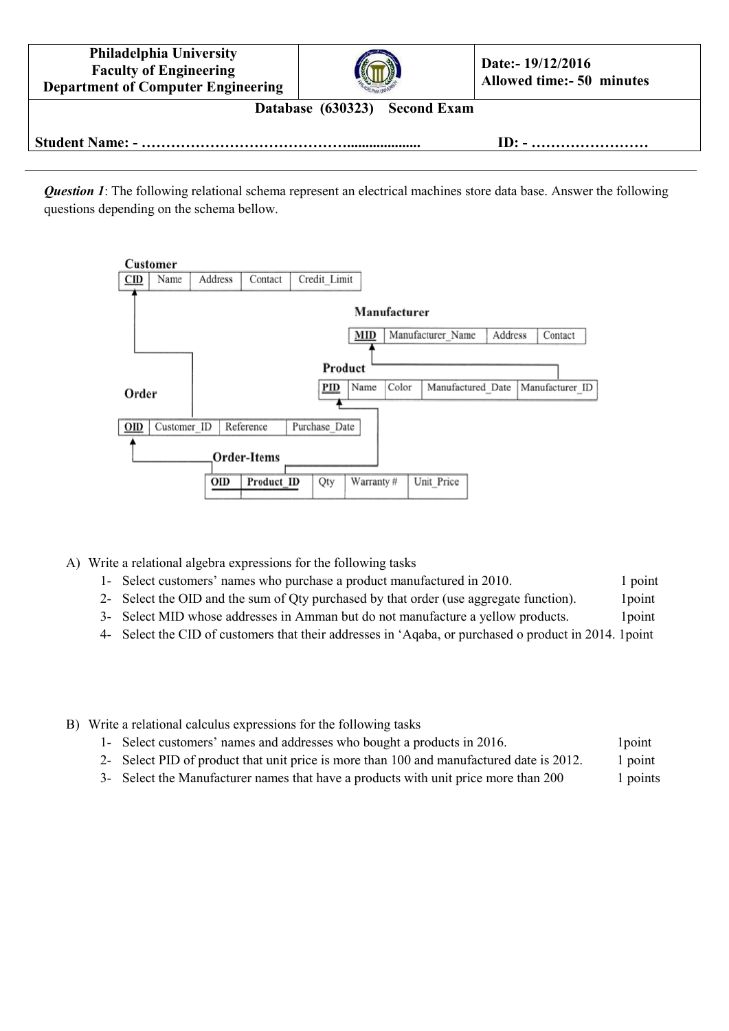| Philadelphia University Faculty of Engineering Department of Computer Engineering | | Date:- 19/12/2016 Allowed time:- 50 minutes |
|---|---|---|
| | **Database (630323) Second Exam** | |
| **Student Name: - ……………………………………....................** | | **ID: - ……………………** |

***Question 1***: The following relational schema represent an electrical machines store data base. Answer the following questions depending on the schema bellow.

**Customer**

| **CID** | Name | Address | Contact | Credit_Limit |
|---|---|---|---|---|

**Manufacturer**

| **MID** | Manufacturer_Name | Address | Contact |
|---|---|---|---|

**Product**

| **PID** | Name | Color | Manufactured_Date | Manufacturer_ID |
|---|---|---|---|---|

**Order**

| **OID** | Customer_ID | Reference | Purchase_Date |
|---|---|---|---|

**Order-Items**

| **OID** | **Product_ID** | Qty | Warranty # | Unit_Price |
|---|---|---|---|---|

(Order.Customer_ID → Customer.CID; Product.Manufacturer_ID → Manufacturer.MID; Order-Items.OID → Order.OID; Order-Items.Product_ID → Product.PID)

A) Write a relational algebra expressions for the following tasks

1- Select customers' names who purchase a product manufactured in 2010. 1 point
2- Select the OID and the sum of Qty purchased by that order (use aggregate function). 1point
3- Select MID whose addresses in Amman but do not manufacture a yellow products. 1point
4- Select the CID of customers that their addresses in 'Aqaba, or purchased o product in 2014. 1point

B) Write a relational calculus expressions for the following tasks

1- Select customers' names and addresses who bought a products in 2016. 1point
2- Select PID of product that unit price is more than 100 and manufactured date is 2012. 1 point
3- Select the Manufacturer names that have a products with unit price more than 200 1 points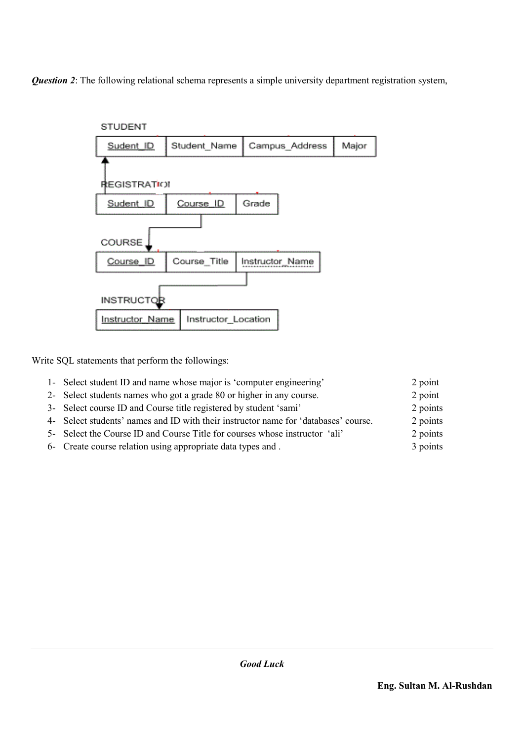***Question 2***: The following relational schema represents a simple university department registration system,

STUDENT

Sudent_ID | Student_Name | Campus_Address | Major

REGISTRATION

Sudent_ID | Course_ID | Grade

COURSE

Course_ID | Course_Title | Instructor_Name

INSTRUCTOR

Instructor_Name | Instructor_Location

Write SQL statements that perform the followings:

1- Select student ID and name whose major is 'computer engineering' — 2 point
2- Select students names who got a grade 80 or higher in any course. — 2 point
3- Select course ID and Course title registered by student 'sami' — 2 points
4- Select students' names and ID with their instructor name for 'databases' course. — 2 points
5- Select the Course ID and Course Title for courses whose instructor 'ali' — 2 points
6- Create course relation using appropriate data types and . — 3 points

***Good Luck***

**Eng. Sultan M. Al-Rushdan**